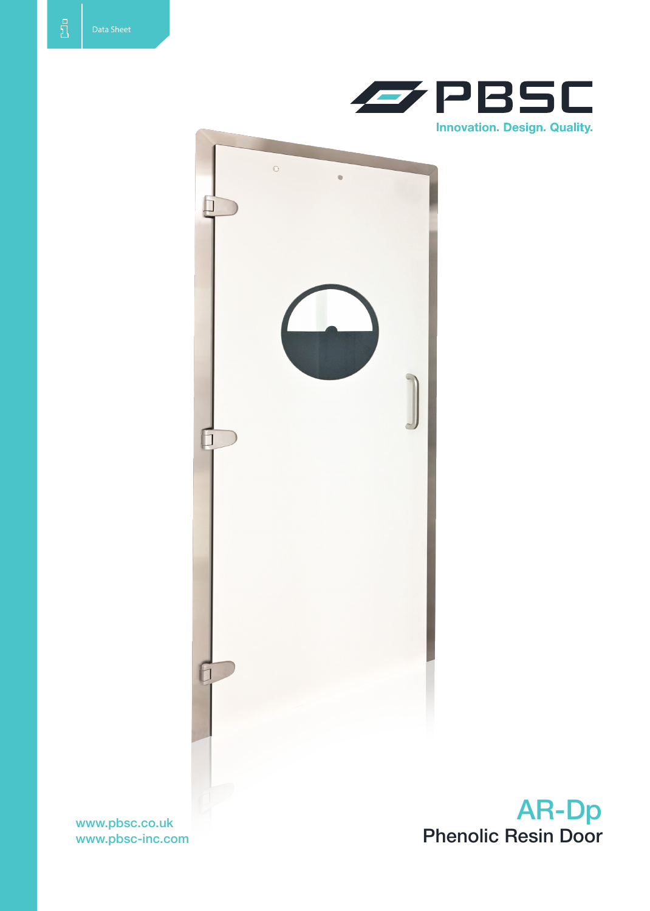Data Sheet

PBSC

Innovation. Design. Quality.

# AR-Dp

## Phenolic Resin Door

www.pbsc.co.uk
www.pbsc-inc.com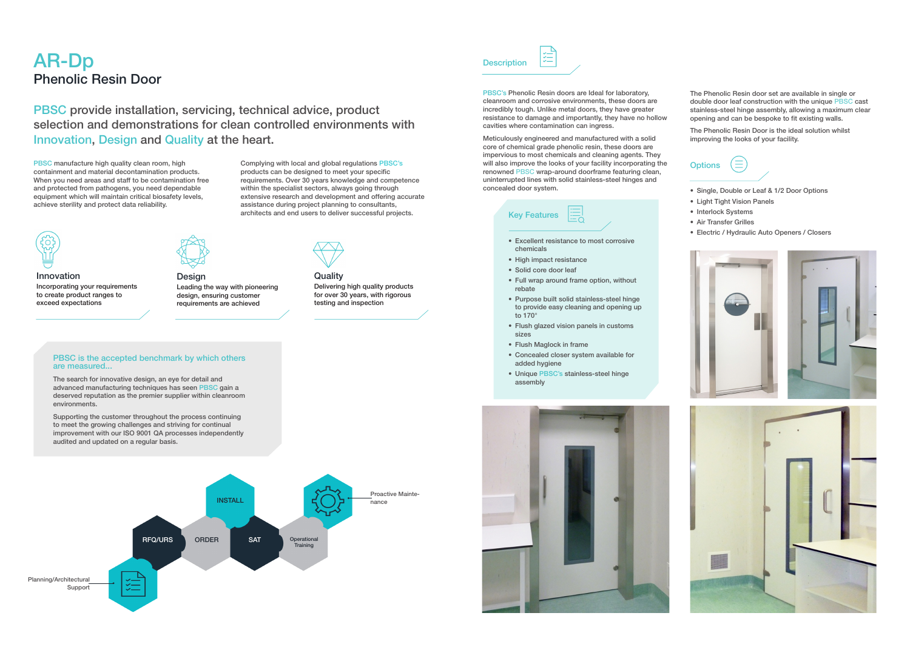# AR-Dp

## Phenolic Resin Door

PBSC provide installation, servicing, technical advice, product selection and demonstrations for clean controlled environments with Innovation, Design and Quality at the heart.

PBSC manufacture high quality clean room, high containment and material decontamination products. When you need areas and staff to be contamination free and protected from pathogens, you need dependable equipment which will maintain critical biosafety levels, achieve sterility and protect data reliability.

Complying with local and global regulations PBSC's products can be designed to meet your specific requirements. Over 30 years knowledge and competence within the specialist sectors, always going through extensive research and development and offering accurate assistance during project planning to consultants, architects and end users to deliver successful projects.

### Innovation

Incorporating your requirements to create product ranges to exceed expectations

### Design

Leading the way with pioneering design, ensuring customer requirements are achieved

### Quality

Delivering high quality products for over 30 years, with rigorous testing and inspection

### PBSC is the accepted benchmark by which others are measured...

The search for innovative design, an eye for detail and advanced manufacturing techniques has seen PBSC gain a deserved reputation as the premier supplier within cleanroom environments.

Supporting the customer throughout the process continuing to meet the growing challenges and striving for continual improvement with our ISO 9001 QA processes independently audited and updated on a regular basis.

Planning/Architectural Support

RFQ/URS

ORDER

INSTALL

SAT

Operational Training

Proactive Maintenance

## Description

PBSC's Phenolic Resin doors are Ideal for laboratory, cleanroom and corrosive environments, these doors are incredibly tough. Unlike metal doors, they have greater resistance to damage and importantly, they have no hollow cavities where contamination can ingress.

Meticulously engineered and manufactured with a solid core of chemical grade phenolic resin, these doors are impervious to most chemicals and cleaning agents. They will also improve the looks of your facility incorporating the renowned PBSC wrap-around doorframe featuring clean, uninterrupted lines with solid stainless-steel hinges and concealed door system.

The Phenolic Resin door set are available in single or double door leaf construction with the unique PBSC cast stainless-steel hinge assembly, allowing a maximum clear opening and can be bespoke to fit existing walls.

The Phenolic Resin Door is the ideal solution whilst improving the looks of your facility.

## Key Features

- Excellent resistance to most corrosive chemicals
- High impact resistance
- Solid core door leaf
- Full wrap around frame option, without rebate
- Purpose built solid stainless-steel hinge to provide easy cleaning and opening up to 170°
- Flush glazed vision panels in customs sizes
- Flush Maglock in frame
- Concealed closer system available for added hygiene
- Unique PBSC's stainless-steel hinge assembly

## Options

- Single, Double or Leaf & 1/2 Door Options
- Light Tight Vision Panels
- Interlock Systems
- Air Transfer Grilles
- Electric / Hydraulic Auto Openers / Closers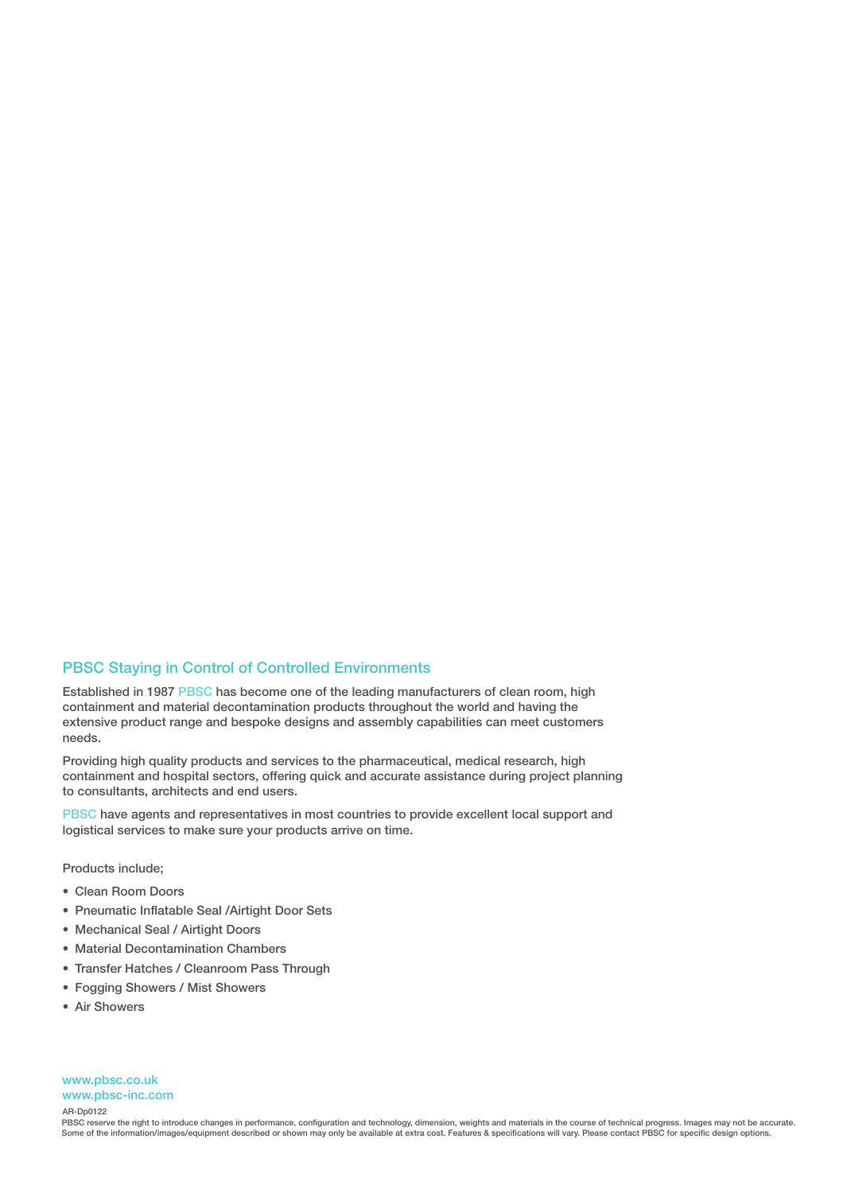## PBSC Staying in Control of Controlled Environments

Established in 1987 PBSC has become one of the leading manufacturers of clean room, high containment and material decontamination products throughout the world and having the extensive product range and bespoke designs and assembly capabilities can meet customers needs.

Providing high quality products and services to the pharmaceutical, medical research, high containment and hospital sectors, offering quick and accurate assistance during project planning to consultants, architects and end users.

PBSC have agents and representatives in most countries to provide excellent local support and logistical services to make sure your products arrive on time.

Products include;

- Clean Room Doors
- Pneumatic Inflatable Seal /Airtight Door Sets
- Mechanical Seal / Airtight Doors
- Material Decontamination Chambers
- Transfer Hatches / Cleanroom Pass Through
- Fogging Showers / Mist Showers
- Air Showers

www.pbsc.co.uk
www.pbsc-inc.com

AR-Dp0122
PBSC reserve the right to introduce changes in performance, configuration and technology, dimension, weights and materials in the course of technical progress. Images may not be accurate. Some of the information/images/equipment described or shown may only be available at extra cost. Features & specifications will vary. Please contact PBSC for specific design options.